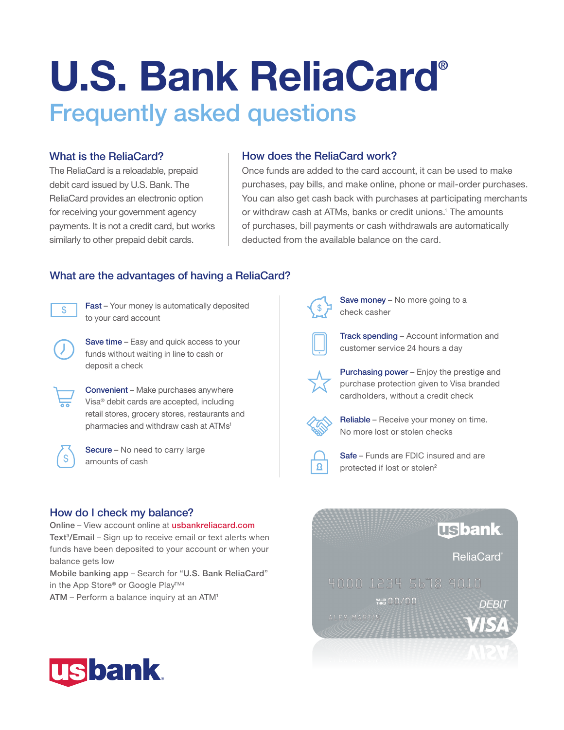# U.S. Bank ReliaCard®

## Frequently asked questions

### What is the ReliaCard?

The ReliaCard is a reloadable, prepaid debit card issued by U.S. Bank. The ReliaCard provides an electronic option for receiving your government agency payments. It is not a credit card, but works similarly to other prepaid debit cards.

### How does the ReliaCard work?

Once funds are added to the card account, it can be used to make purchases, pay bills, and make online, phone or mail-order purchases. You can also get cash back with purchases at participating merchants or withdraw cash at ATMs, banks or credit unions.[1] The amounts of purchases, bill payments or cash withdrawals are automatically deducted from the available balance on the card.

### What are the advantages of having a ReliaCard?

**Fast** – Your money is automatically deposited to your card account

**Save time** – Easy and quick access to your funds without waiting in line to cash or deposit a check

**Convenient** – Make purchases anywhere Visa® debit cards are accepted, including retail stores, grocery stores, restaurants and pharmacies and withdraw cash at ATMs[1]

**Secure** – No need to carry large amounts of cash

**Save money** – No more going to a check casher

**Track spending** – Account information and customer service 24 hours a day

**Purchasing power** – Enjoy the prestige and purchase protection given to Visa branded cardholders, without a credit check

**Reliable** – Receive your money on time. No more lost or stolen checks

**Safe** – Funds are FDIC insured and are protected if lost or stolen[2]

### How do I check my balance?

**Online** – View account online at usbankreliacard.com

**Text[3]/Email** – Sign up to receive email or text alerts when funds have been deposited to your account or when your balance gets low

**Mobile banking app** – Search for "U.S. Bank ReliaCard" in the App Store® or Google Play™[4]

**ATM** – Perform a balance inquiry at an ATM[1]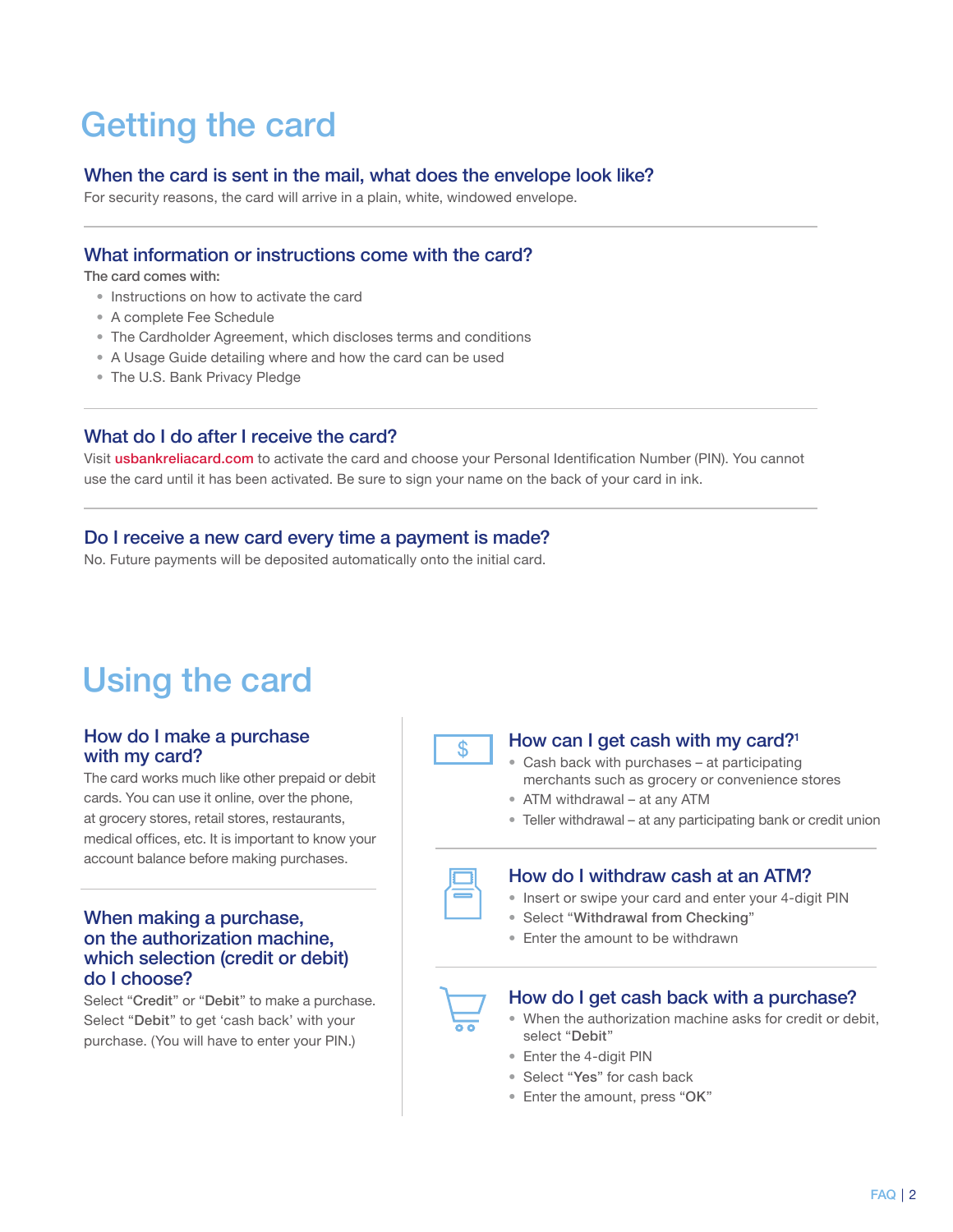# Getting the card

### When the card is sent in the mail, what does the envelope look like?

For security reasons, the card will arrive in a plain, white, windowed envelope.

### What information or instructions come with the card?

The card comes with:

- Instructions on how to activate the card
- A complete Fee Schedule
- The Cardholder Agreement, which discloses terms and conditions
- A Usage Guide detailing where and how the card can be used
- The U.S. Bank Privacy Pledge

### What do I do after I receive the card?

Visit usbankreliacard.com to activate the card and choose your Personal Identification Number (PIN). You cannot use the card until it has been activated. Be sure to sign your name on the back of your card in ink.

### Do I receive a new card every time a payment is made?

No. Future payments will be deposited automatically onto the initial card.

# Using the card

### How do I make a purchase with my card?

The card works much like other prepaid or debit cards. You can use it online, over the phone, at grocery stores, retail stores, restaurants, medical offices, etc. It is important to know your account balance before making purchases.

### When making a purchase, on the authorization machine, which selection (credit or debit) do I choose?

Select "**Credit**" or "**Debit**" to make a purchase. Select "**Debit**" to get 'cash back' with your purchase. (You will have to enter your PIN.)

### How can I get cash with my card?[1]

- Cash back with purchases – at participating merchants such as grocery or convenience stores
- ATM withdrawal – at any ATM
- Teller withdrawal – at any participating bank or credit union

### How do I withdraw cash at an ATM?

- Insert or swipe your card and enter your 4-digit PIN
- Select "**Withdrawal from Checking**"
- Enter the amount to be withdrawn

### How do I get cash back with a purchase?

- When the authorization machine asks for credit or debit, select "**Debit**"
- Enter the 4-digit PIN
- Select "**Yes**" for cash back
- Enter the amount, press "**OK**"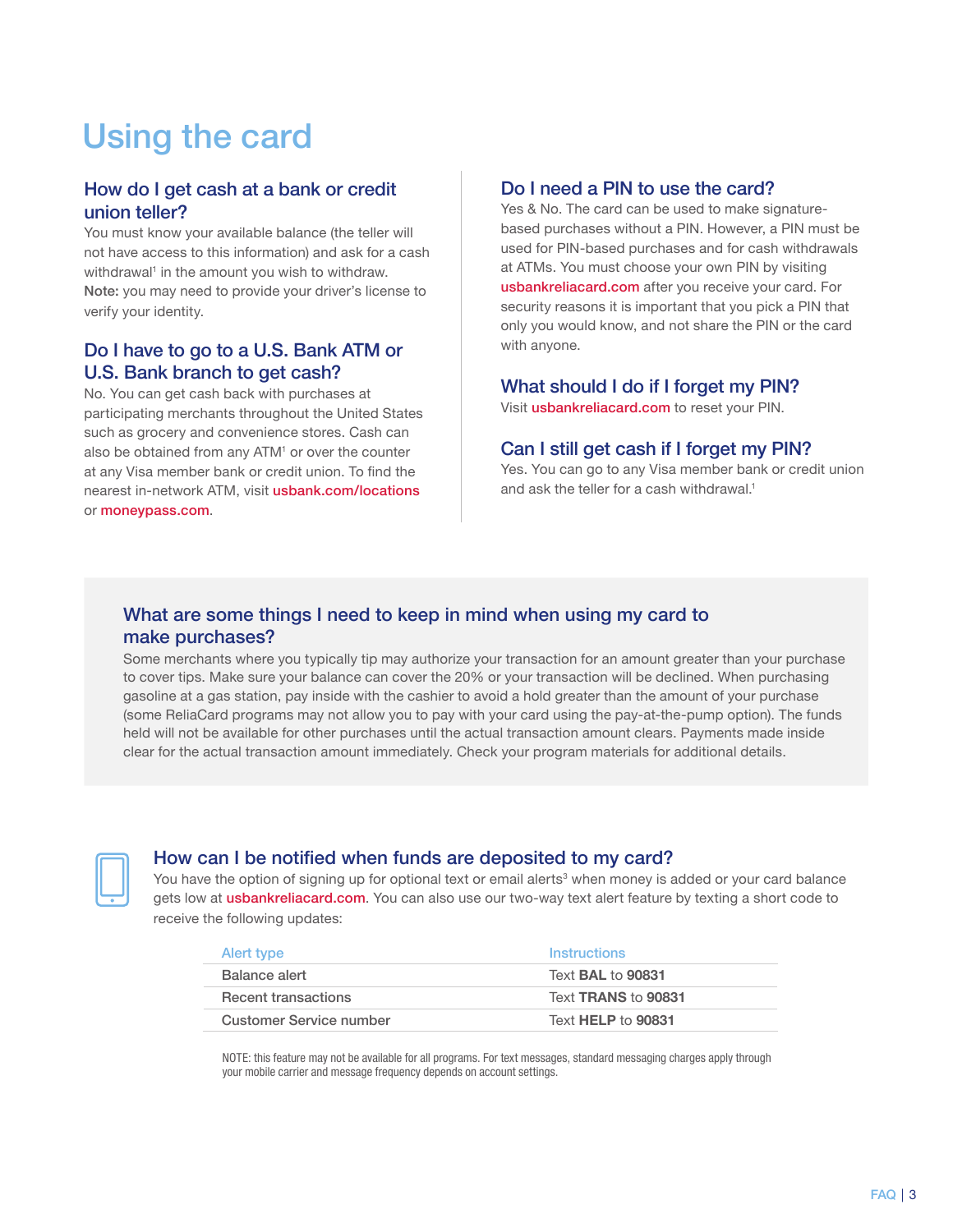# Using the card

## How do I get cash at a bank or credit union teller?

You must know your available balance (the teller will not have access to this information) and ask for a cash withdrawal[1] in the amount you wish to withdraw.
**Note:** you may need to provide your driver's license to verify your identity.

## Do I have to go to a U.S. Bank ATM or U.S. Bank branch to get cash?

No. You can get cash back with purchases at participating merchants throughout the United States such as grocery and convenience stores. Cash can also be obtained from any ATM[1] or over the counter at any Visa member bank or credit union. To find the nearest in-network ATM, visit usbank.com/locations or moneypass.com.

## Do I need a PIN to use the card?

Yes & No. The card can be used to make signature-based purchases without a PIN. However, a PIN must be used for PIN-based purchases and for cash withdrawals at ATMs. You must choose your own PIN by visiting usbankreliacard.com after you receive your card. For security reasons it is important that you pick a PIN that only you would know, and not share the PIN or the card with anyone.

## What should I do if I forget my PIN?

Visit usbankreliacard.com to reset your PIN.

## Can I still get cash if I forget my PIN?

Yes. You can go to any Visa member bank or credit union and ask the teller for a cash withdrawal.[1]

## What are some things I need to keep in mind when using my card to make purchases?

Some merchants where you typically tip may authorize your transaction for an amount greater than your purchase to cover tips. Make sure your balance can cover the 20% or your transaction will be declined. When purchasing gasoline at a gas station, pay inside with the cashier to avoid a hold greater than the amount of your purchase (some ReliaCard programs may not allow you to pay with your card using the pay-at-the-pump option). The funds held will not be available for other purchases until the actual transaction amount clears. Payments made inside clear for the actual transaction amount immediately. Check your program materials for additional details.

## How can I be notified when funds are deposited to my card?

You have the option of signing up for optional text or email alerts[3] when money is added or your card balance gets low at usbankreliacard.com. You can also use our two-way text alert feature by texting a short code to receive the following updates:

| Alert type | Instructions |
|---|---|
| Balance alert | Text **BAL** to **90831** |
| Recent transactions | Text **TRANS** to **90831** |
| Customer Service number | Text **HELP** to **90831** |

NOTE: this feature may not be available for all programs. For text messages, standard messaging charges apply through your mobile carrier and message frequency depends on account settings.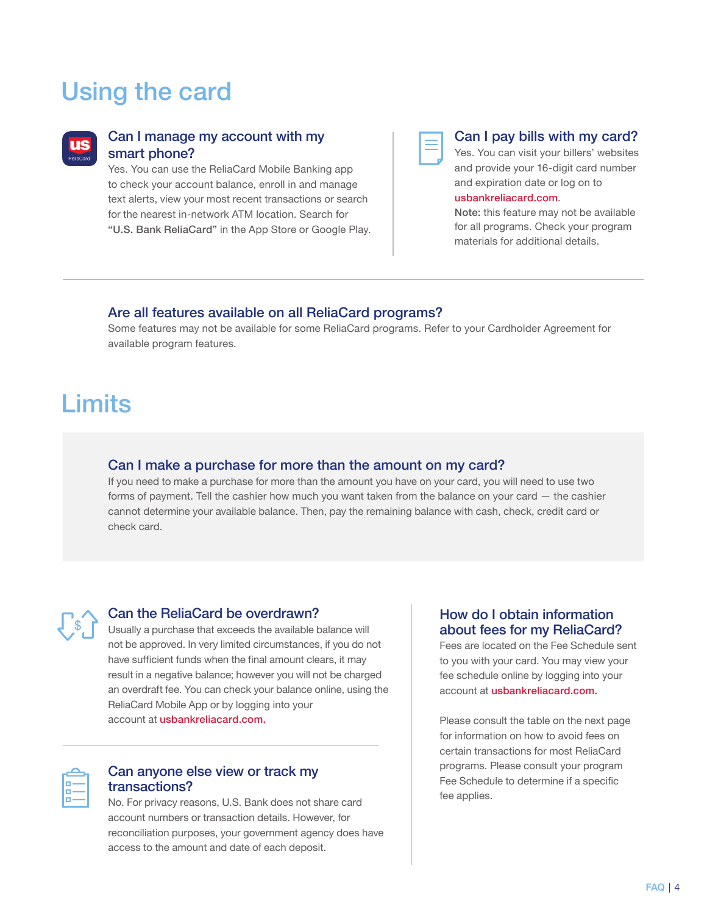# Using the card

### Can I manage my account with my smart phone?

Yes. You can use the ReliaCard Mobile Banking app to check your account balance, enroll in and manage text alerts, view your most recent transactions or search for the nearest in-network ATM location. Search for **"U.S. Bank ReliaCard"** in the App Store or Google Play.

### Can I pay bills with my card?

Yes. You can visit your billers' websites and provide your 16-digit card number and expiration date or log on to usbankreliacard.com.

**Note:** this feature may not be available for all programs. Check your program materials for additional details.

### Are all features available on all ReliaCard programs?

Some features may not be available for some ReliaCard programs. Refer to your Cardholder Agreement for available program features.

# Limits

### Can I make a purchase for more than the amount on my card?

If you need to make a purchase for more than the amount you have on your card, you will need to use two forms of payment. Tell the cashier how much you want taken from the balance on your card — the cashier cannot determine your available balance. Then, pay the remaining balance with cash, check, credit card or check card.

### Can the ReliaCard be overdrawn?

Usually a purchase that exceeds the available balance will not be approved. In very limited circumstances, if you do not have sufficient funds when the final amount clears, it may result in a negative balance; however you will not be charged an overdraft fee. You can check your balance online, using the ReliaCard Mobile App or by logging into your account at usbankreliacard.com.

### Can anyone else view or track my transactions?

No. For privacy reasons, U.S. Bank does not share card account numbers or transaction details. However, for reconciliation purposes, your government agency does have access to the amount and date of each deposit.

### How do I obtain information about fees for my ReliaCard?

Fees are located on the Fee Schedule sent to you with your card. You may view your fee schedule online by logging into your account at usbankreliacard.com.

Please consult the table on the next page for information on how to avoid fees on certain transactions for most ReliaCard programs. Please consult your program Fee Schedule to determine if a specific fee applies.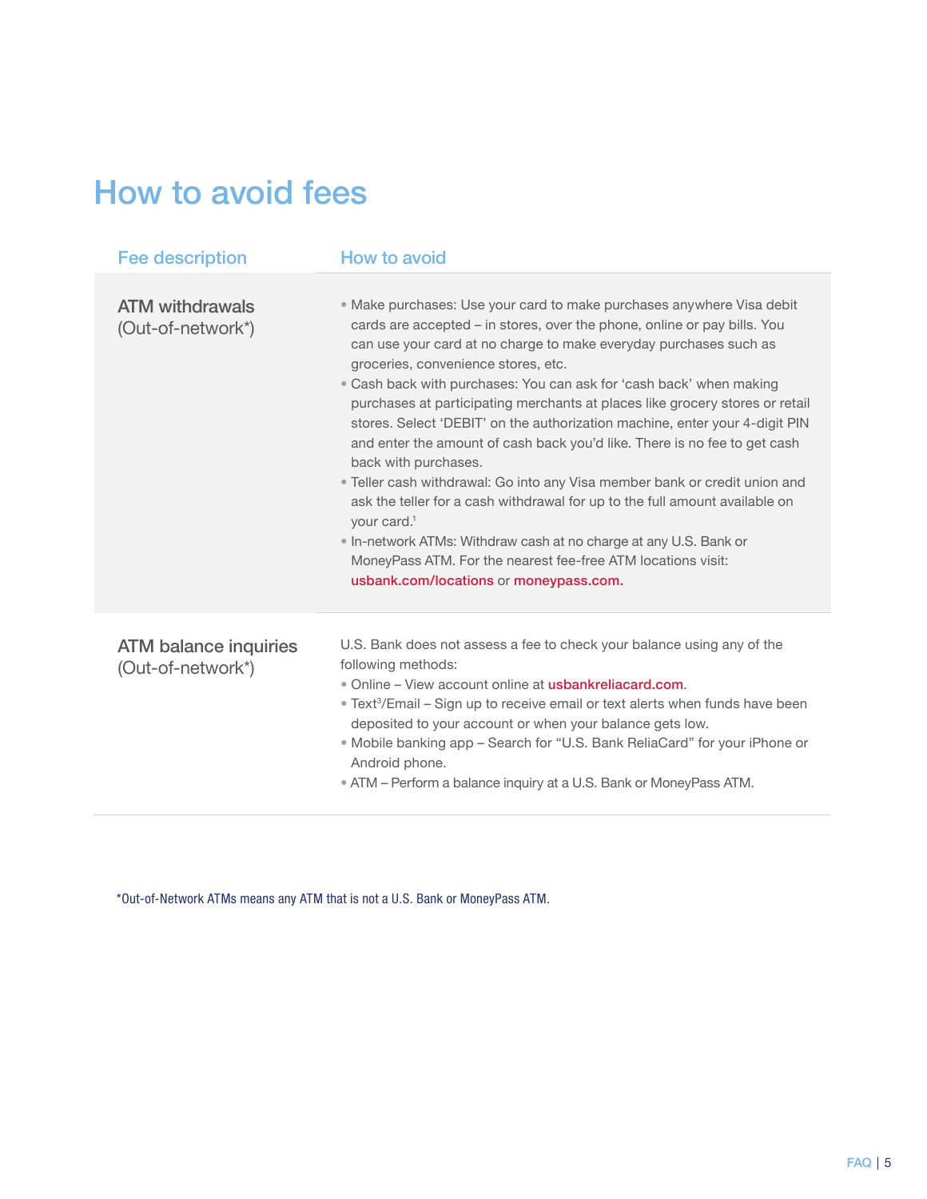# How to avoid fees

| Fee description | How to avoid |
| --- | --- |
| **ATM withdrawals** (Out-of-network*) | • Make purchases: Use your card to make purchases anywhere Visa debit cards are accepted – in stores, over the phone, online or pay bills. You can use your card at no charge to make everyday purchases such as groceries, convenience stores, etc.<br>• Cash back with purchases: You can ask for 'cash back' when making purchases at participating merchants at places like grocery stores or retail stores. Select 'DEBIT' on the authorization machine, enter your 4-digit PIN and enter the amount of cash back you'd like. There is no fee to get cash back with purchases.<br>• Teller cash withdrawal: Go into any Visa member bank or credit union and ask the teller for a cash withdrawal for up to the full amount available on your card.[1]<br>• In-network ATMs: Withdraw cash at no charge at any U.S. Bank or MoneyPass ATM. For the nearest fee-free ATM locations visit: usbank.com/locations or moneypass.com. |
| **ATM balance inquiries** (Out-of-network*) | U.S. Bank does not assess a fee to check your balance using any of the following methods:<br>• Online – View account online at usbankreliacard.com.<br>• Text[3]/Email – Sign up to receive email or text alerts when funds have been deposited to your account or when your balance gets low.<br>• Mobile banking app – Search for "U.S. Bank ReliaCard" for your iPhone or Android phone.<br>• ATM – Perform a balance inquiry at a U.S. Bank or MoneyPass ATM. |

*Out-of-Network ATMs means any ATM that is not a U.S. Bank or MoneyPass ATM.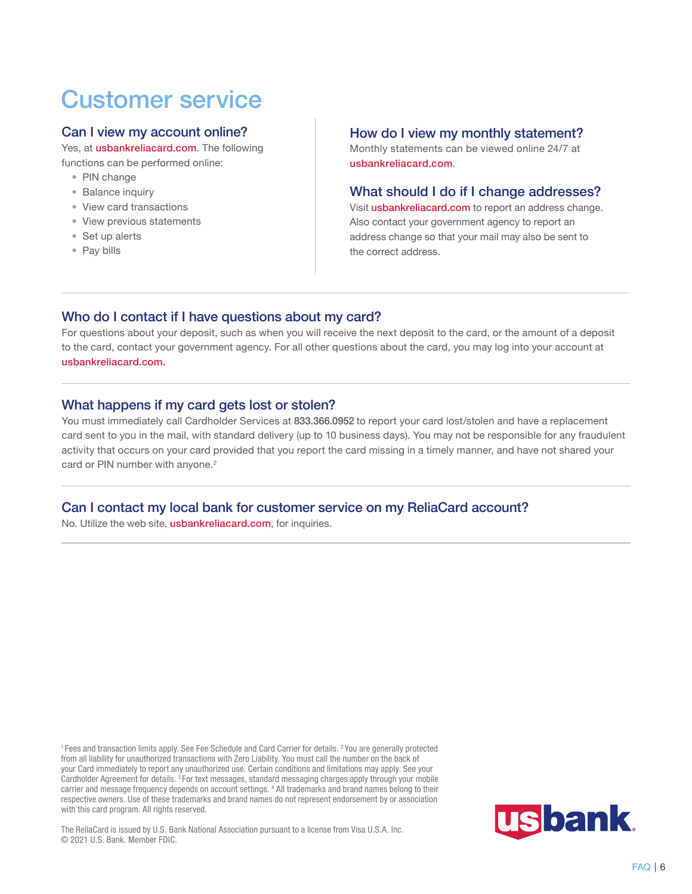# Customer service

## Can I view my account online?

Yes, at usbankreliacard.com. The following functions can be performed online:

- PIN change
- Balance inquiry
- View card transactions
- View previous statements
- Set up alerts
- Pay bills

## How do I view my monthly statement?

Monthly statements can be viewed online 24/7 at usbankreliacard.com.

## What should I do if I change addresses?

Visit usbankreliacard.com to report an address change. Also contact your government agency to report an address change so that your mail may also be sent to the correct address.

## Who do I contact if I have questions about my card?

For questions about your deposit, such as when you will receive the next deposit to the card, or the amount of a deposit to the card, contact your government agency. For all other questions about the card, you may log into your account at usbankreliacard.com.

## What happens if my card gets lost or stolen?

You must immediately call Cardholder Services at **833.366.0952** to report your card lost/stolen and have a replacement card sent to you in the mail, with standard delivery (up to 10 business days). You may not be responsible for any fraudulent activity that occurs on your card provided that you report the card missing in a timely manner, and have not shared your card or PIN number with anyone.[2]

## Can I contact my local bank for customer service on my ReliaCard account?

No. Utilize the web site, usbankreliacard.com, for inquiries.

[1] Fees and transaction limits apply. See Fee Schedule and Card Carrier for details. [2] You are generally protected from all liability for unauthorized transactions with Zero Liability. You must call the number on the back of your Card immediately to report any unauthorized use. Certain conditions and limitations may apply. See your Cardholder Agreement for details. [3] For text messages, standard messaging charges apply through your mobile carrier and message frequency depends on account settings. [4] All trademarks and brand names belong to their respective owners. Use of these trademarks and brand names do not represent endorsement by or association with this card program. All rights reserved.

The ReliaCard is issued by U.S. Bank National Association pursuant to a license from Visa U.S.A. Inc.
© 2021 U.S. Bank. Member FDIC.

usbank.